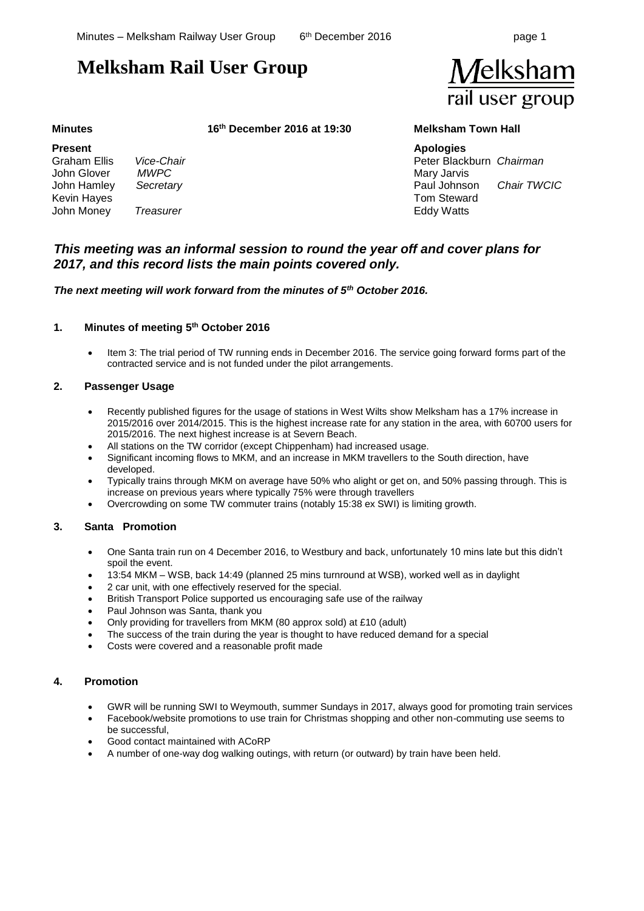# Melksham Rail User Group

Melksham rail user group

**Minutes** | **16th December 2016 at 19:30** | **Melksham Town Hall**

| **Present** | | **Apologies** | |
|---|---|---|---|
| Graham Ellis | *Vice-Chair* | Peter Blackburn | *Chairman* |
| John Glover | *MWPC* | Mary Jarvis | |
| John Hamley | *Secretary* | Paul Johnson | *Chair TWCIC* |
| Kevin Hayes | | Tom Steward | |
| John Money | *Treasurer* | Eddy Watts | |

## *This meeting was an informal session to round the year off and cover plans for 2017, and this record lists the main points covered only.*

***The next meeting will work forward from the minutes of 5th October 2016.***

### 1. Minutes of meeting 5th October 2016

- Item 3: The trial period of TW running ends in December 2016. The service going forward forms part of the contracted service and is not funded under the pilot arrangements.

### 2. Passenger Usage

- Recently published figures for the usage of stations in West Wilts show Melksham has a 17% increase in 2015/2016 over 2014/2015. This is the highest increase rate for any station in the area, with 60700 users for 2015/2016. The next highest increase is at Severn Beach.
- All stations on the TW corridor (except Chippenham) had increased usage.
- Significant incoming flows to MKM, and an increase in MKM travellers to the South direction, have developed.
- Typically trains through MKM on average have 50% who alight or get on, and 50% passing through. This is increase on previous years where typically 75% were through travellers
- Overcrowding on some TW commuter trains (notably 15:38 ex SWI) is limiting growth.

### 3. Santa Promotion

- One Santa train run on 4 December 2016, to Westbury and back, unfortunately 10 mins late but this didn't spoil the event.
- 13:54 MKM – WSB, back 14:49 (planned 25 mins turnround at WSB), worked well as in daylight
- 2 car unit, with one effectively reserved for the special.
- British Transport Police supported us encouraging safe use of the railway
- Paul Johnson was Santa, thank you
- Only providing for travellers from MKM (80 approx sold) at £10 (adult)
- The success of the train during the year is thought to have reduced demand for a special
- Costs were covered and a reasonable profit made

### 4. Promotion

- GWR will be running SWI to Weymouth, summer Sundays in 2017, always good for promoting train services
- Facebook/website promotions to use train for Christmas shopping and other non-commuting use seems to be successful,
- Good contact maintained with ACoRP
- A number of one-way dog walking outings, with return (or outward) by train have been held.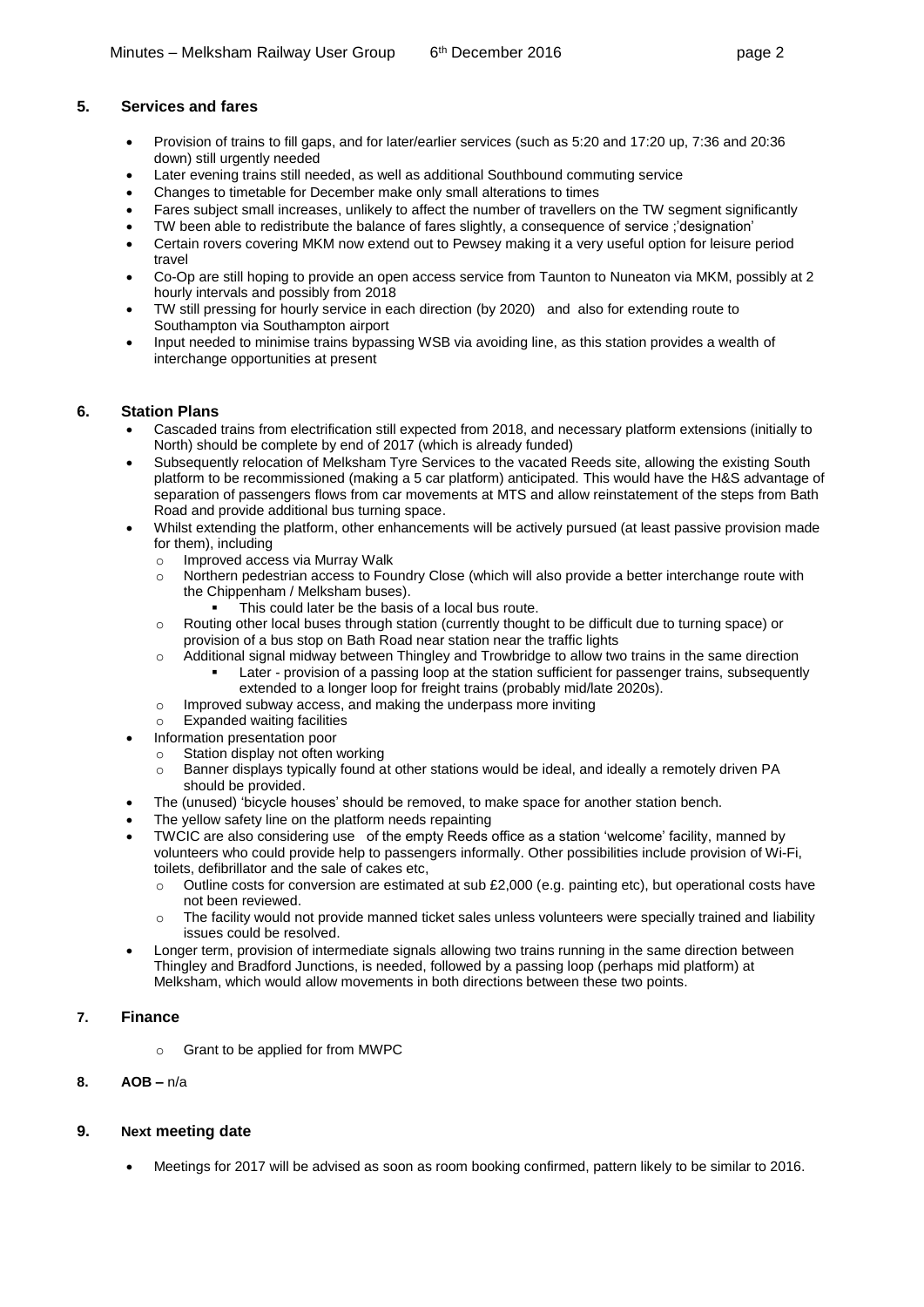## 5. Services and fares

- Provision of trains to fill gaps, and for later/earlier services (such as 5:20 and 17:20 up, 7:36 and 20:36 down) still urgently needed
- Later evening trains still needed, as well as additional Southbound commuting service
- Changes to timetable for December make only small alterations to times
- Fares subject small increases, unlikely to affect the number of travellers on the TW segment significantly
- TW been able to redistribute the balance of fares slightly, a consequence of service ;'designation'
- Certain rovers covering MKM now extend out to Pewsey making it a very useful option for leisure period travel
- Co-Op are still hoping to provide an open access service from Taunton to Nuneaton via MKM, possibly at 2 hourly intervals and possibly from 2018
- TW still pressing for hourly service in each direction (by 2020) and also for extending route to Southampton via Southampton airport
- Input needed to minimise trains bypassing WSB via avoiding line, as this station provides a wealth of interchange opportunities at present

## 6. Station Plans

- Cascaded trains from electrification still expected from 2018, and necessary platform extensions (initially to North) should be complete by end of 2017 (which is already funded)
- Subsequently relocation of Melksham Tyre Services to the vacated Reeds site, allowing the existing South platform to be recommissioned (making a 5 car platform) anticipated. This would have the H&S advantage of separation of passengers flows from car movements at MTS and allow reinstatement of the steps from Bath Road and provide additional bus turning space.
- Whilst extending the platform, other enhancements will be actively pursued (at least passive provision made for them), including
  - Improved access via Murray Walk
  - Northern pedestrian access to Foundry Close (which will also provide a better interchange route with the Chippenham / Melksham buses).
    - This could later be the basis of a local bus route.
  - Routing other local buses through station (currently thought to be difficult due to turning space) or provision of a bus stop on Bath Road near station near the traffic lights
  - Additional signal midway between Thingley and Trowbridge to allow two trains in the same direction
    - Later - provision of a passing loop at the station sufficient for passenger trains, subsequently extended to a longer loop for freight trains (probably mid/late 2020s).
  - Improved subway access, and making the underpass more inviting
  - Expanded waiting facilities
- Information presentation poor
  - Station display not often working
  - Banner displays typically found at other stations would be ideal, and ideally a remotely driven PA should be provided.
- The (unused) 'bicycle houses' should be removed, to make space for another station bench.
- The yellow safety line on the platform needs repainting
- TWCIC are also considering use of the empty Reeds office as a station 'welcome' facility, manned by volunteers who could provide help to passengers informally. Other possibilities include provision of Wi-Fi, toilets, defibrillator and the sale of cakes etc,
  - Outline costs for conversion are estimated at sub £2,000 (e.g. painting etc), but operational costs have not been reviewed.
  - The facility would not provide manned ticket sales unless volunteers were specially trained and liability issues could be resolved.
- Longer term, provision of intermediate signals allowing two trains running in the same direction between Thingley and Bradford Junctions, is needed, followed by a passing loop (perhaps mid platform) at Melksham, which would allow movements in both directions between these two points.

## 7. Finance

- Grant to be applied for from MWPC

## 8. AOB – n/a

## 9. Next meeting date

- Meetings for 2017 will be advised as soon as room booking confirmed, pattern likely to be similar to 2016.